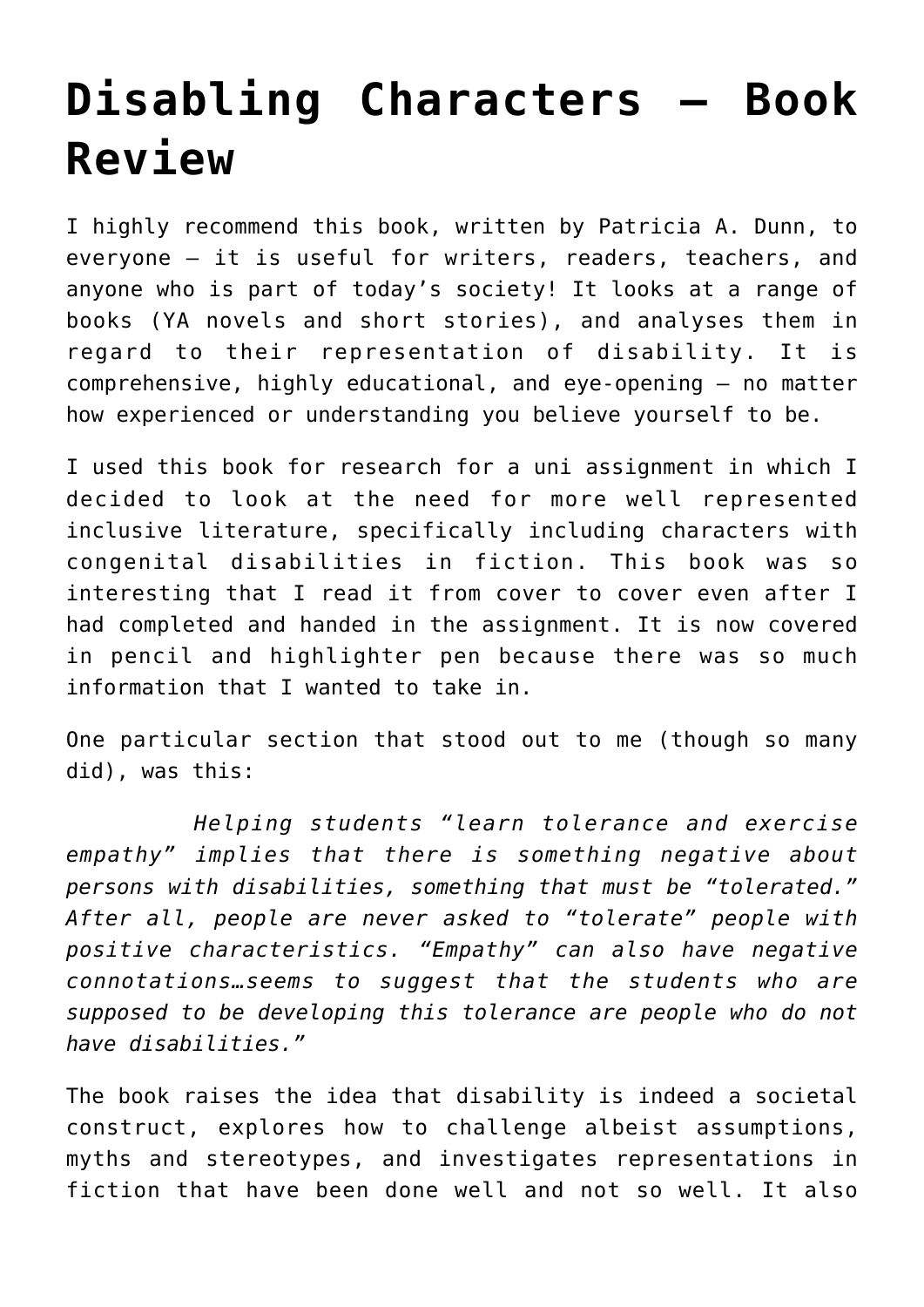# Disabling Characters – Book Review

I highly recommend this book, written by Patricia A. Dunn, to everyone – it is useful for writers, readers, teachers, and anyone who is part of today's society! It looks at a range of books (YA novels and short stories), and analyses them in regard to their representation of disability. It is comprehensive, highly educational, and eye-opening – no matter how experienced or understanding you believe yourself to be.

I used this book for research for a uni assignment in which I decided to look at the need for more well represented inclusive literature, specifically including characters with congenital disabilities in fiction. This book was so interesting that I read it from cover to cover even after I had completed and handed in the assignment. It is now covered in pencil and highlighter pen because there was so much information that I wanted to take in.

One particular section that stood out to me (though so many did), was this:

*Helping students "learn tolerance and exercise empathy" implies that there is something negative about persons with disabilities, something that must be "tolerated." After all, people are never asked to "tolerate" people with positive characteristics. "Empathy" can also have negative connotations…seems to suggest that the students who are supposed to be developing this tolerance are people who do not have disabilities."*

The book raises the idea that disability is indeed a societal construct, explores how to challenge albeist assumptions, myths and stereotypes, and investigates representations in fiction that have been done well and not so well. It also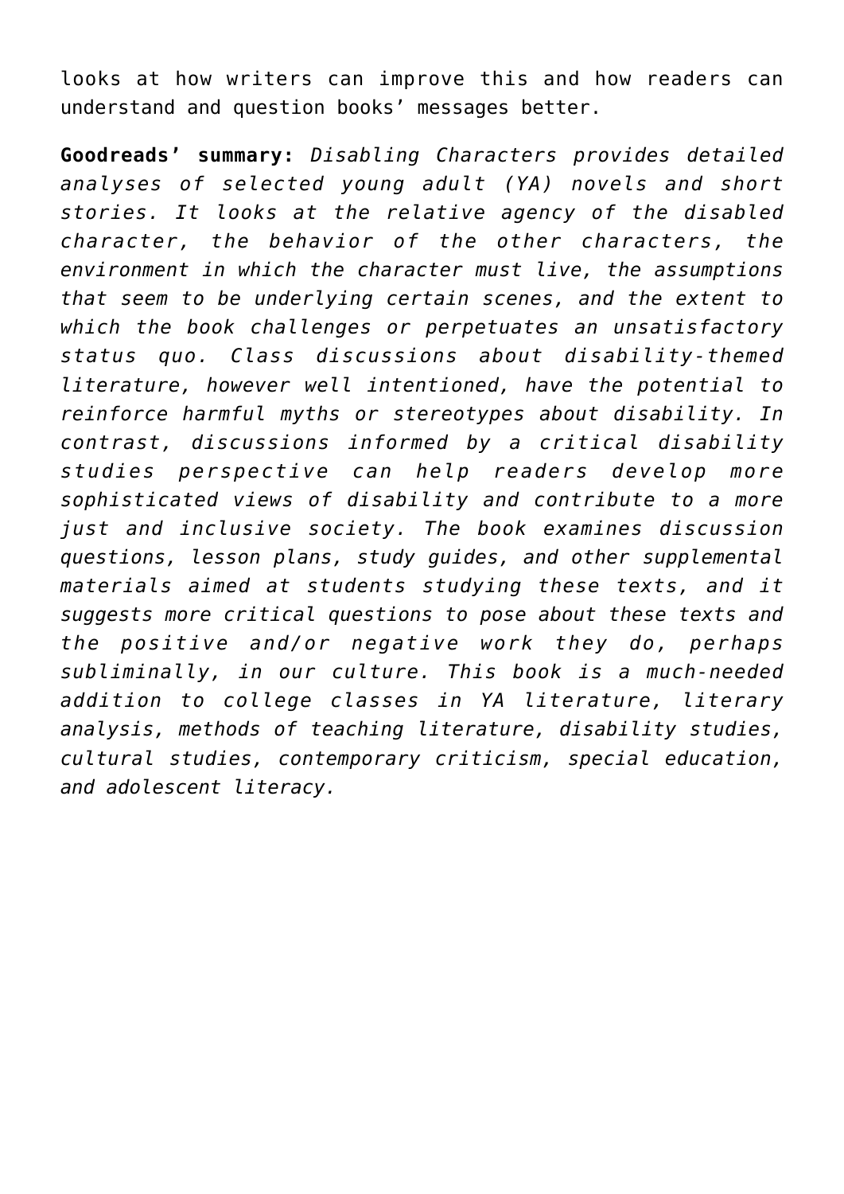looks at how writers can improve this and how readers can understand and question books' messages better.

**Goodreads' summary:** *Disabling Characters provides detailed analyses of selected young adult (YA) novels and short stories. It looks at the relative agency of the disabled character, the behavior of the other characters, the environment in which the character must live, the assumptions that seem to be underlying certain scenes, and the extent to which the book challenges or perpetuates an unsatisfactory status quo. Class discussions about disability-themed literature, however well intentioned, have the potential to reinforce harmful myths or stereotypes about disability. In contrast, discussions informed by a critical disability studies perspective can help readers develop more sophisticated views of disability and contribute to a more just and inclusive society. The book examines discussion questions, lesson plans, study guides, and other supplemental materials aimed at students studying these texts, and it suggests more critical questions to pose about these texts and the positive and/or negative work they do, perhaps subliminally, in our culture. This book is a much-needed addition to college classes in YA literature, literary analysis, methods of teaching literature, disability studies, cultural studies, contemporary criticism, special education, and adolescent literacy.*